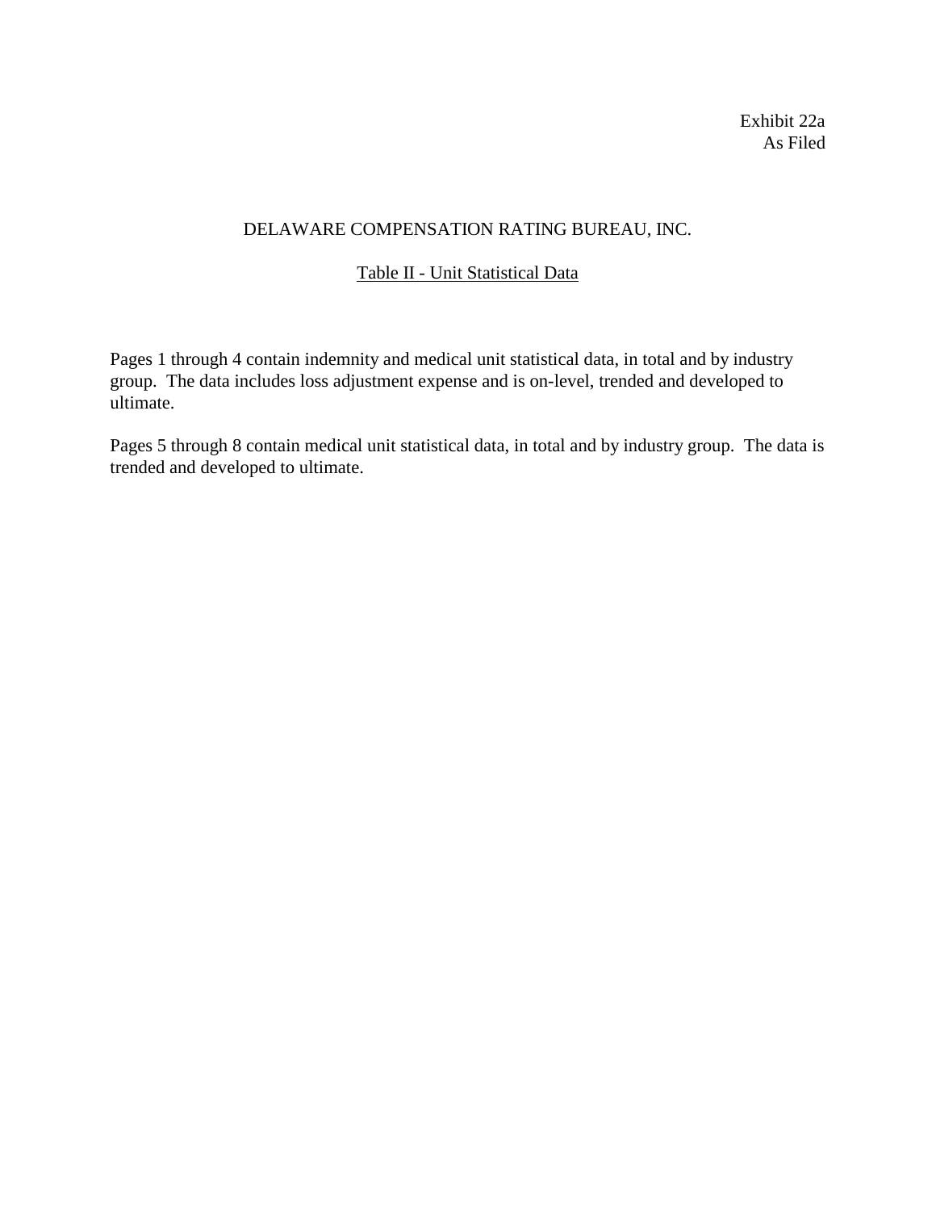Exhibit 22a
As Filed

# DELAWARE COMPENSATION RATING BUREAU, INC.

## Table II - Unit Statistical Data

Pages 1 through 4 contain indemnity and medical unit statistical data, in total and by industry group. The data includes loss adjustment expense and is on-level, trended and developed to ultimate.

Pages 5 through 8 contain medical unit statistical data, in total and by industry group. The data is trended and developed to ultimate.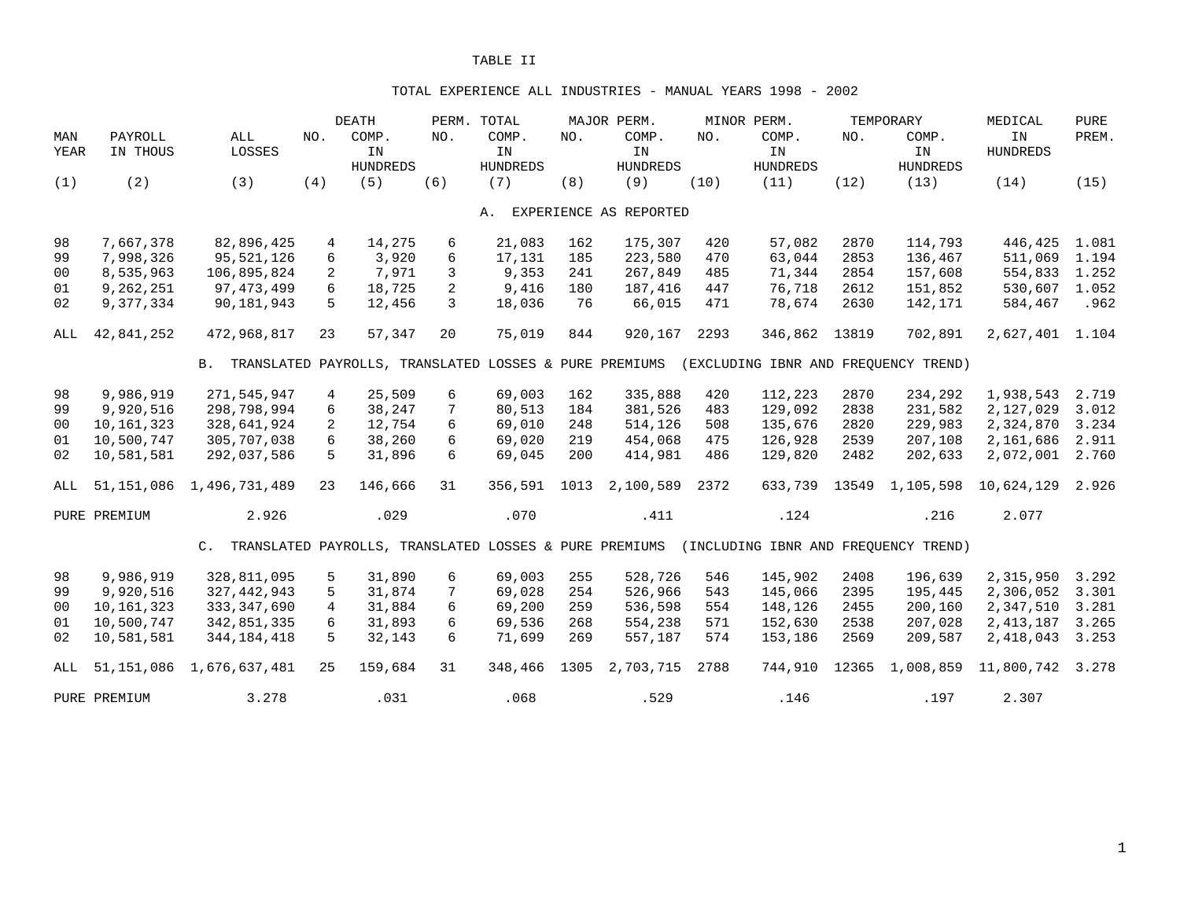# TABLE II

## TOTAL EXPERIENCE ALL INDUSTRIES - MANUAL YEARS 1998 - 2002

| MAN YEAR | PAYROLL IN THOUS | ALL LOSSES | NO. | DEATH COMP. IN HUNDREDS | NO. | PERM. TOTAL COMP. IN HUNDREDS | NO. | MAJOR PERM. COMP. IN HUNDREDS | NO. | MINOR PERM. COMP. IN HUNDREDS | NO. | TEMPORARY COMP. IN HUNDREDS | MEDICAL IN HUNDREDS | PURE PREM. |
|---|---|---|---|---|---|---|---|---|---|---|---|---|---|---|
| (1) | (2) | (3) | (4) | (5) | (6) | (7) | (8) | (9) | (10) | (11) | (12) | (13) | (14) | (15) |
| **A. EXPERIENCE AS REPORTED** | | | | | | | | | | | | | | |
| 98 | 7,667,378 | 82,896,425 | 4 | 14,275 | 6 | 21,083 | 162 | 175,307 | 420 | 57,082 | 2870 | 114,793 | 446,425 | 1.081 |
| 99 | 7,998,326 | 95,521,126 | 6 | 3,920 | 6 | 17,131 | 185 | 223,580 | 470 | 63,044 | 2853 | 136,467 | 511,069 | 1.194 |
| 00 | 8,535,963 | 106,895,824 | 2 | 7,971 | 3 | 9,353 | 241 | 267,849 | 485 | 71,344 | 2854 | 157,608 | 554,833 | 1.252 |
| 01 | 9,262,251 | 97,473,499 | 6 | 18,725 | 2 | 9,416 | 180 | 187,416 | 447 | 76,718 | 2612 | 151,852 | 530,607 | 1.052 |
| 02 | 9,377,334 | 90,181,943 | 5 | 12,456 | 3 | 18,036 | 76 | 66,015 | 471 | 78,674 | 2630 | 142,171 | 584,467 | .962 |
| ALL | 42,841,252 | 472,968,817 | 23 | 57,347 | 20 | 75,019 | 844 | 920,167 | 2293 | 346,862 | 13819 | 702,891 | 2,627,401 | 1.104 |
| **B. TRANSLATED PAYROLLS, TRANSLATED LOSSES & PURE PREMIUMS (EXCLUDING IBNR AND FREQUENCY TREND)** | | | | | | | | | | | | | | |
| 98 | 9,986,919 | 271,545,947 | 4 | 25,509 | 6 | 69,003 | 162 | 335,888 | 420 | 112,223 | 2870 | 234,292 | 1,938,543 | 2.719 |
| 99 | 9,920,516 | 298,798,994 | 6 | 38,247 | 7 | 80,513 | 184 | 381,526 | 483 | 129,092 | 2838 | 231,582 | 2,127,029 | 3.012 |
| 00 | 10,161,323 | 328,641,924 | 2 | 12,754 | 6 | 69,010 | 248 | 514,126 | 508 | 135,676 | 2820 | 229,983 | 2,324,870 | 3.234 |
| 01 | 10,500,747 | 305,707,038 | 6 | 38,260 | 6 | 69,020 | 219 | 454,068 | 475 | 126,928 | 2539 | 207,108 | 2,161,686 | 2.911 |
| 02 | 10,581,581 | 292,037,586 | 5 | 31,896 | 6 | 69,045 | 200 | 414,981 | 486 | 129,820 | 2482 | 202,633 | 2,072,001 | 2.760 |
| ALL | 51,151,086 | 1,496,731,489 | 23 | 146,666 | 31 | 356,591 | 1013 | 2,100,589 | 2372 | 633,739 | 13549 | 1,105,598 | 10,624,129 | 2.926 |
| PURE PREMIUM | | 2.926 | | .029 | | .070 | | .411 | | .124 | | .216 | 2.077 | |
| **C. TRANSLATED PAYROLLS, TRANSLATED LOSSES & PURE PREMIUMS (INCLUDING IBNR AND FREQUENCY TREND)** | | | | | | | | | | | | | | |
| 98 | 9,986,919 | 328,811,095 | 5 | 31,890 | 6 | 69,003 | 255 | 528,726 | 546 | 145,902 | 2408 | 196,639 | 2,315,950 | 3.292 |
| 99 | 9,920,516 | 327,442,943 | 5 | 31,874 | 7 | 69,028 | 254 | 526,966 | 543 | 145,066 | 2395 | 195,445 | 2,306,052 | 3.301 |
| 00 | 10,161,323 | 333,347,690 | 4 | 31,884 | 6 | 69,200 | 259 | 536,598 | 554 | 148,126 | 2455 | 200,160 | 2,347,510 | 3.281 |
| 01 | 10,500,747 | 342,851,335 | 6 | 31,893 | 6 | 69,536 | 268 | 554,238 | 571 | 152,630 | 2538 | 207,028 | 2,413,187 | 3.265 |
| 02 | 10,581,581 | 344,184,418 | 5 | 32,143 | 6 | 71,699 | 269 | 557,187 | 574 | 153,186 | 2569 | 209,587 | 2,418,043 | 3.253 |
| ALL | 51,151,086 | 1,676,637,481 | 25 | 159,684 | 31 | 348,466 | 1305 | 2,703,715 | 2788 | 744,910 | 12365 | 1,008,859 | 11,800,742 | 3.278 |
| PURE PREMIUM | | 3.278 | | .031 | | .068 | | .529 | | .146 | | .197 | 2.307 | |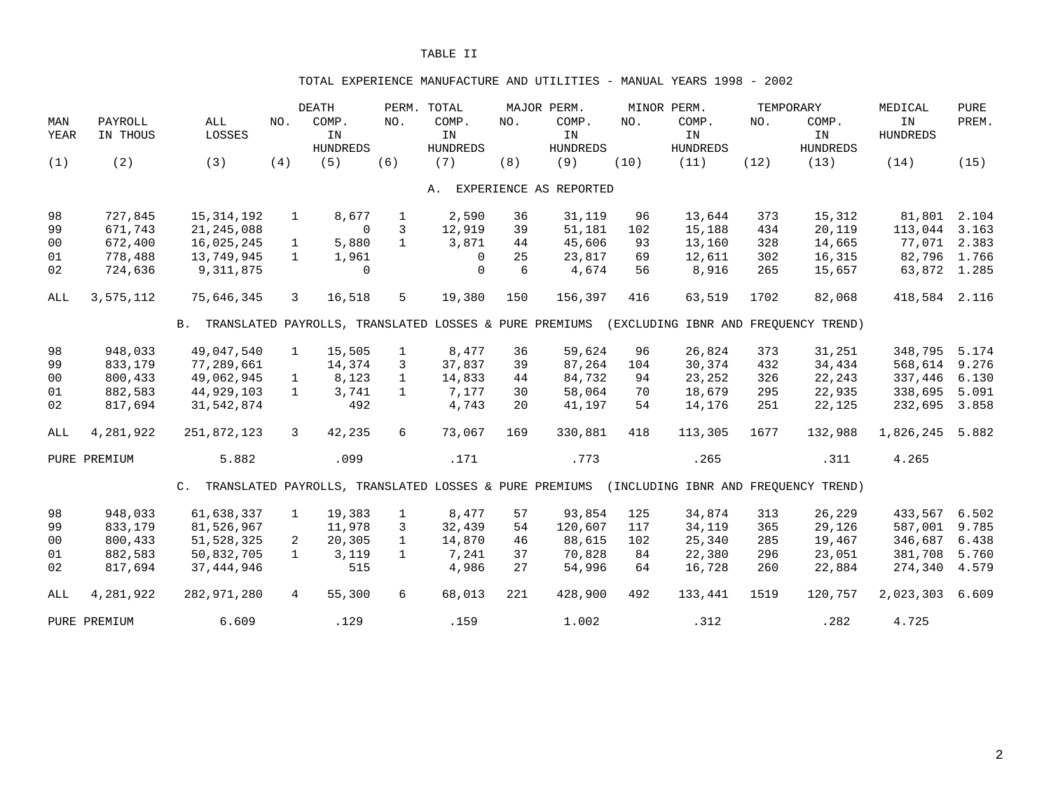# TABLE II

## TOTAL EXPERIENCE MANUFACTURE AND UTILITIES - MANUAL YEARS 1998 - 2002

| MAN YEAR | PAYROLL IN THOUS | ALL LOSSES | DEATH NO. | DEATH COMP. IN HUNDREDS | PERM. TOTAL NO. | PERM. TOTAL COMP. IN HUNDREDS | MAJOR PERM. NO. | MAJOR PERM. COMP. IN HUNDREDS | MINOR PERM. NO. | MINOR PERM. COMP. IN HUNDREDS | TEMPORARY NO. | TEMPORARY COMP. IN HUNDREDS | MEDICAL IN HUNDREDS | PURE PREM. |
|---|---|---|---|---|---|---|---|---|---|---|---|---|---|---|
| (1) | (2) | (3) | (4) | (5) | (6) | (7) | (8) | (9) | (10) | (11) | (12) | (13) | (14) | (15) |
| **A. EXPERIENCE AS REPORTED** | | | | | | | | | | | | | | |
| 98 | 727,845 | 15,314,192 | 1 | 8,677 | 1 | 2,590 | 36 | 31,119 | 96 | 13,644 | 373 | 15,312 | 81,801 | 2.104 |
| 99 | 671,743 | 21,245,088 | | 0 | 3 | 12,919 | 39 | 51,181 | 102 | 15,188 | 434 | 20,119 | 113,044 | 3.163 |
| 00 | 672,400 | 16,025,245 | 1 | 5,880 | 1 | 3,871 | 44 | 45,606 | 93 | 13,160 | 328 | 14,665 | 77,071 | 2.383 |
| 01 | 778,488 | 13,749,945 | 1 | 1,961 | | 0 | 25 | 23,817 | 69 | 12,611 | 302 | 16,315 | 82,796 | 1.766 |
| 02 | 724,636 | 9,311,875 | | 0 | | 0 | 6 | 4,674 | 56 | 8,916 | 265 | 15,657 | 63,872 | 1.285 |
| ALL | 3,575,112 | 75,646,345 | 3 | 16,518 | 5 | 19,380 | 150 | 156,397 | 416 | 63,519 | 1702 | 82,068 | 418,584 | 2.116 |
| **B. TRANSLATED PAYROLLS, TRANSLATED LOSSES & PURE PREMIUMS (EXCLUDING IBNR AND FREQUENCY TREND)** | | | | | | | | | | | | | | |
| 98 | 948,033 | 49,047,540 | 1 | 15,505 | 1 | 8,477 | 36 | 59,624 | 96 | 26,824 | 373 | 31,251 | 348,795 | 5.174 |
| 99 | 833,179 | 77,289,661 | | 14,374 | 3 | 37,837 | 39 | 87,264 | 104 | 30,374 | 432 | 34,434 | 568,614 | 9.276 |
| 00 | 800,433 | 49,062,945 | 1 | 8,123 | 1 | 14,833 | 44 | 84,732 | 94 | 23,252 | 326 | 22,243 | 337,446 | 6.130 |
| 01 | 882,583 | 44,929,103 | 1 | 3,741 | 1 | 7,177 | 30 | 58,064 | 70 | 18,679 | 295 | 22,935 | 338,695 | 5.091 |
| 02 | 817,694 | 31,542,874 | | 492 | | 4,743 | 20 | 41,197 | 54 | 14,176 | 251 | 22,125 | 232,695 | 3.858 |
| ALL | 4,281,922 | 251,872,123 | 3 | 42,235 | 6 | 73,067 | 169 | 330,881 | 418 | 113,305 | 1677 | 132,988 | 1,826,245 | 5.882 |
| PURE PREMIUM | | 5.882 | | .099 | | .171 | | .773 | | .265 | | .311 | 4.265 | |
| **C. TRANSLATED PAYROLLS, TRANSLATED LOSSES & PURE PREMIUMS (INCLUDING IBNR AND FREQUENCY TREND)** | | | | | | | | | | | | | | |
| 98 | 948,033 | 61,638,337 | 1 | 19,383 | 1 | 8,477 | 57 | 93,854 | 125 | 34,874 | 313 | 26,229 | 433,567 | 6.502 |
| 99 | 833,179 | 81,526,967 | | 11,978 | 3 | 32,439 | 54 | 120,607 | 117 | 34,119 | 365 | 29,126 | 587,001 | 9.785 |
| 00 | 800,433 | 51,528,325 | 2 | 20,305 | 1 | 14,870 | 46 | 88,615 | 102 | 25,340 | 285 | 19,467 | 346,687 | 6.438 |
| 01 | 882,583 | 50,832,705 | 1 | 3,119 | 1 | 7,241 | 37 | 70,828 | 84 | 22,380 | 296 | 23,051 | 381,708 | 5.760 |
| 02 | 817,694 | 37,444,946 | | 515 | | 4,986 | 27 | 54,996 | 64 | 16,728 | 260 | 22,884 | 274,340 | 4.579 |
| ALL | 4,281,922 | 282,971,280 | 4 | 55,300 | 6 | 68,013 | 221 | 428,900 | 492 | 133,441 | 1519 | 120,757 | 2,023,303 | 6.609 |
| PURE PREMIUM | | 6.609 | | .129 | | .159 | | 1.002 | | .312 | | .282 | 4.725 | |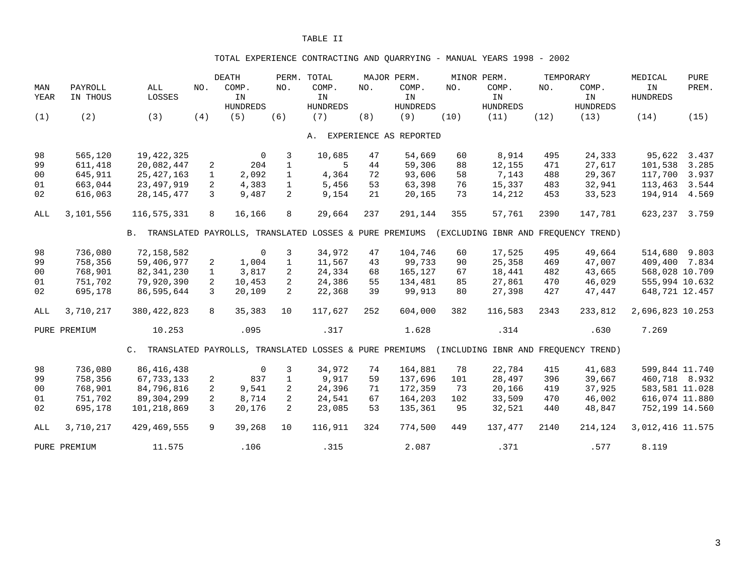# TABLE II

## TOTAL EXPERIENCE CONTRACTING AND QUARRYING - MANUAL YEARS 1998 - 2002

| MAN YEAR | PAYROLL IN THOUS | ALL LOSSES | DEATH NO. | DEATH COMP. IN HUNDREDS | PERM. TOTAL NO. | PERM. TOTAL COMP. IN HUNDREDS | MAJOR PERM. NO. | MAJOR PERM. COMP. IN HUNDREDS | MINOR PERM. NO. | MINOR PERM. COMP. IN HUNDREDS | TEMPORARY NO. | TEMPORARY COMP. IN HUNDREDS | MEDICAL IN HUNDREDS | PURE PREM. |
|---|---|---|---|---|---|---|---|---|---|---|---|---|---|---|
| (1) | (2) | (3) | (4) | (5) | (6) | (7) | (8) | (9) | (10) | (11) | (12) | (13) | (14) | (15) |
| **A. EXPERIENCE AS REPORTED** | | | | | | | | | | | | | | |
| 98 | 565,120 | 19,422,325 | | 0 | 3 | 10,685 | 47 | 54,669 | 60 | 8,914 | 495 | 24,333 | 95,622 | 3.437 |
| 99 | 611,418 | 20,082,447 | 2 | 204 | 1 | 5 | 44 | 59,306 | 88 | 12,155 | 471 | 27,617 | 101,538 | 3.285 |
| 00 | 645,911 | 25,427,163 | 1 | 2,092 | 1 | 4,364 | 72 | 93,606 | 58 | 7,143 | 488 | 29,367 | 117,700 | 3.937 |
| 01 | 663,044 | 23,497,919 | 2 | 4,383 | 1 | 5,456 | 53 | 63,398 | 76 | 15,337 | 483 | 32,941 | 113,463 | 3.544 |
| 02 | 616,063 | 28,145,477 | 3 | 9,487 | 2 | 9,154 | 21 | 20,165 | 73 | 14,212 | 453 | 33,523 | 194,914 | 4.569 |
| ALL | 3,101,556 | 116,575,331 | 8 | 16,166 | 8 | 29,664 | 237 | 291,144 | 355 | 57,761 | 2390 | 147,781 | 623,237 | 3.759 |
| **B. TRANSLATED PAYROLLS, TRANSLATED LOSSES & PURE PREMIUMS (EXCLUDING IBNR AND FREQUENCY TREND)** | | | | | | | | | | | | | | |
| 98 | 736,080 | 72,158,582 | | 0 | 3 | 34,972 | 47 | 104,746 | 60 | 17,525 | 495 | 49,664 | 514,680 | 9.803 |
| 99 | 758,356 | 59,406,977 | 2 | 1,004 | 1 | 11,567 | 43 | 99,733 | 90 | 25,358 | 469 | 47,007 | 409,400 | 7.834 |
| 00 | 768,901 | 82,341,230 | 1 | 3,817 | 2 | 24,334 | 68 | 165,127 | 67 | 18,441 | 482 | 43,665 | 568,028 | 10.709 |
| 01 | 751,702 | 79,920,390 | 2 | 10,453 | 2 | 24,386 | 55 | 134,481 | 85 | 27,861 | 470 | 46,029 | 555,994 | 10.632 |
| 02 | 695,178 | 86,595,644 | 3 | 20,109 | 2 | 22,368 | 39 | 99,913 | 80 | 27,398 | 427 | 47,447 | 648,721 | 12.457 |
| ALL | 3,710,217 | 380,422,823 | 8 | 35,383 | 10 | 117,627 | 252 | 604,000 | 382 | 116,583 | 2343 | 233,812 | 2,696,823 | 10.253 |
| PURE PREMIUM | | 10.253 | | .095 | | .317 | | 1.628 | | .314 | | .630 | 7.269 | |
| **C. TRANSLATED PAYROLLS, TRANSLATED LOSSES & PURE PREMIUMS (INCLUDING IBNR AND FREQUENCY TREND)** | | | | | | | | | | | | | | |
| 98 | 736,080 | 86,416,438 | | 0 | 3 | 34,972 | 74 | 164,881 | 78 | 22,784 | 415 | 41,683 | 599,844 | 11.740 |
| 99 | 758,356 | 67,733,133 | 2 | 837 | 1 | 9,917 | 59 | 137,696 | 101 | 28,497 | 396 | 39,667 | 460,718 | 8.932 |
| 00 | 768,901 | 84,796,816 | 2 | 9,541 | 2 | 24,396 | 71 | 172,359 | 73 | 20,166 | 419 | 37,925 | 583,581 | 11.028 |
| 01 | 751,702 | 89,304,299 | 2 | 8,714 | 2 | 24,541 | 67 | 164,203 | 102 | 33,509 | 470 | 46,002 | 616,074 | 11.880 |
| 02 | 695,178 | 101,218,869 | 3 | 20,176 | 2 | 23,085 | 53 | 135,361 | 95 | 32,521 | 440 | 48,847 | 752,199 | 14.560 |
| ALL | 3,710,217 | 429,469,555 | 9 | 39,268 | 10 | 116,911 | 324 | 774,500 | 449 | 137,477 | 2140 | 214,124 | 3,012,416 | 11.575 |
| PURE PREMIUM | | 11.575 | | .106 | | .315 | | 2.087 | | .371 | | .577 | 8.119 | |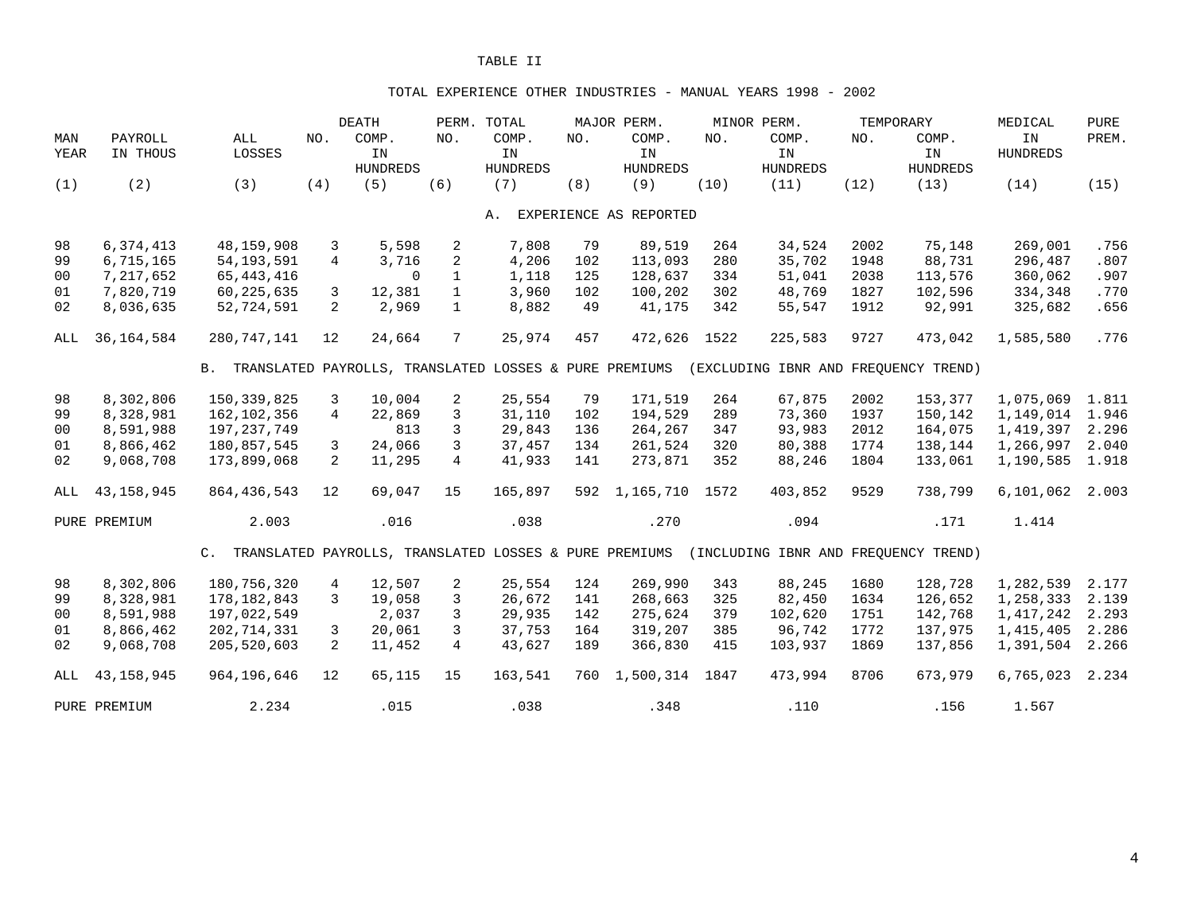TABLE II

TOTAL EXPERIENCE OTHER INDUSTRIES - MANUAL YEARS 1998 - 2002

| MAN YEAR | PAYROLL IN THOUS | ALL LOSSES | DEATH NO. | DEATH COMP. IN HUNDREDS | PERM. TOTAL NO. | PERM. TOTAL COMP. IN HUNDREDS | MAJOR PERM. NO. | MAJOR PERM. COMP. IN HUNDREDS | MINOR PERM. NO. | MINOR PERM. COMP. IN HUNDREDS | TEMPORARY NO. | TEMPORARY COMP. IN HUNDREDS | MEDICAL IN HUNDREDS | PURE PREM. |
|---|---|---|---|---|---|---|---|---|---|---|---|---|---|---|
| (1) | (2) | (3) | (4) | (5) | (6) | (7) | (8) | (9) | (10) | (11) | (12) | (13) | (14) | (15) |
| **A. EXPERIENCE AS REPORTED** | | | | | | | | | | | | | | |
| 98 | 6,374,413 | 48,159,908 | 3 | 5,598 | 2 | 7,808 | 79 | 89,519 | 264 | 34,524 | 2002 | 75,148 | 269,001 | .756 |
| 99 | 6,715,165 | 54,193,591 | 4 | 3,716 | 2 | 4,206 | 102 | 113,093 | 280 | 35,702 | 1948 | 88,731 | 296,487 | .807 |
| 00 | 7,217,652 | 65,443,416 | | 0 | 1 | 1,118 | 125 | 128,637 | 334 | 51,041 | 2038 | 113,576 | 360,062 | .907 |
| 01 | 7,820,719 | 60,225,635 | 3 | 12,381 | 1 | 3,960 | 102 | 100,202 | 302 | 48,769 | 1827 | 102,596 | 334,348 | .770 |
| 02 | 8,036,635 | 52,724,591 | 2 | 2,969 | 1 | 8,882 | 49 | 41,175 | 342 | 55,547 | 1912 | 92,991 | 325,682 | .656 |
| ALL | 36,164,584 | 280,747,141 | 12 | 24,664 | 7 | 25,974 | 457 | 472,626 | 1522 | 225,583 | 9727 | 473,042 | 1,585,580 | .776 |
| **B. TRANSLATED PAYROLLS, TRANSLATED LOSSES & PURE PREMIUMS (EXCLUDING IBNR AND FREQUENCY TREND)** | | | | | | | | | | | | | | |
| 98 | 8,302,806 | 150,339,825 | 3 | 10,004 | 2 | 25,554 | 79 | 171,519 | 264 | 67,875 | 2002 | 153,377 | 1,075,069 | 1.811 |
| 99 | 8,328,981 | 162,102,356 | 4 | 22,869 | 3 | 31,110 | 102 | 194,529 | 289 | 73,360 | 1937 | 150,142 | 1,149,014 | 1.946 |
| 00 | 8,591,988 | 197,237,749 | | 813 | 3 | 29,843 | 136 | 264,267 | 347 | 93,983 | 2012 | 164,075 | 1,419,397 | 2.296 |
| 01 | 8,866,462 | 180,857,545 | 3 | 24,066 | 3 | 37,457 | 134 | 261,524 | 320 | 80,388 | 1774 | 138,144 | 1,266,997 | 2.040 |
| 02 | 9,068,708 | 173,899,068 | 2 | 11,295 | 4 | 41,933 | 141 | 273,871 | 352 | 88,246 | 1804 | 133,061 | 1,190,585 | 1.918 |
| ALL | 43,158,945 | 864,436,543 | 12 | 69,047 | 15 | 165,897 | 592 | 1,165,710 | 1572 | 403,852 | 9529 | 738,799 | 6,101,062 | 2.003 |
| PURE PREMIUM | | 2.003 | | .016 | | .038 | | .270 | | .094 | | .171 | 1.414 | |
| **C. TRANSLATED PAYROLLS, TRANSLATED LOSSES & PURE PREMIUMS (INCLUDING IBNR AND FREQUENCY TREND)** | | | | | | | | | | | | | | |
| 98 | 8,302,806 | 180,756,320 | 4 | 12,507 | 2 | 25,554 | 124 | 269,990 | 343 | 88,245 | 1680 | 128,728 | 1,282,539 | 2.177 |
| 99 | 8,328,981 | 178,182,843 | 3 | 19,058 | 3 | 26,672 | 141 | 268,663 | 325 | 82,450 | 1634 | 126,652 | 1,258,333 | 2.139 |
| 00 | 8,591,988 | 197,022,549 | | 2,037 | 3 | 29,935 | 142 | 275,624 | 379 | 102,620 | 1751 | 142,768 | 1,417,242 | 2.293 |
| 01 | 8,866,462 | 202,714,331 | 3 | 20,061 | 3 | 37,753 | 164 | 319,207 | 385 | 96,742 | 1772 | 137,975 | 1,415,405 | 2.286 |
| 02 | 9,068,708 | 205,520,603 | 2 | 11,452 | 4 | 43,627 | 189 | 366,830 | 415 | 103,937 | 1869 | 137,856 | 1,391,504 | 2.266 |
| ALL | 43,158,945 | 964,196,646 | 12 | 65,115 | 15 | 163,541 | 760 | 1,500,314 | 1847 | 473,994 | 8706 | 673,979 | 6,765,023 | 2.234 |
| PURE PREMIUM | | 2.234 | | .015 | | .038 | | .348 | | .110 | | .156 | 1.567 | |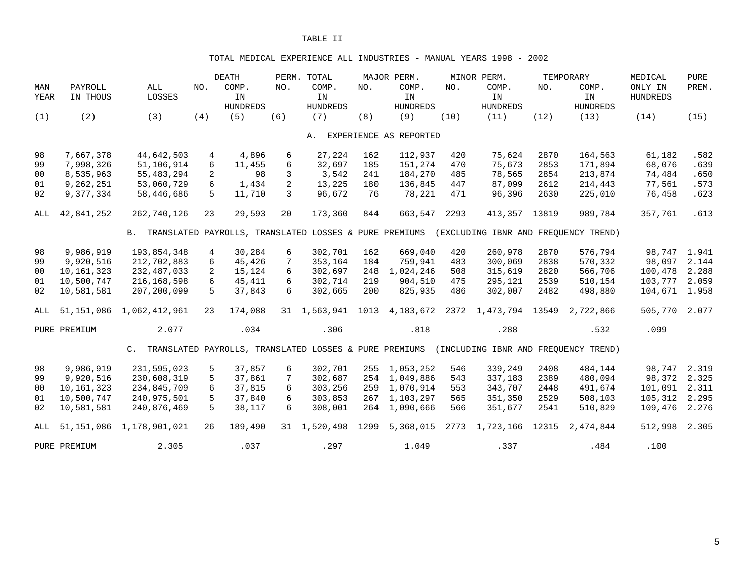# TABLE II

## TOTAL MEDICAL EXPERIENCE ALL INDUSTRIES - MANUAL YEARS 1998 - 2002

| MAN YEAR | PAYROLL IN THOUS | ALL LOSSES | DEATH NO. | DEATH COMP. IN HUNDREDS | PERM. TOTAL NO. | PERM. TOTAL COMP. IN HUNDREDS | MAJOR PERM. NO. | MAJOR PERM. COMP. IN HUNDREDS | MINOR PERM. NO. | MINOR PERM. COMP. IN HUNDREDS | TEMPORARY NO. | TEMPORARY COMP. IN HUNDREDS | MEDICAL ONLY IN HUNDREDS | PURE PREM. |
|---|---|---|---|---|---|---|---|---|---|---|---|---|---|---|
| (1) | (2) | (3) | (4) | (5) | (6) | (7) | (8) | (9) | (10) | (11) | (12) | (13) | (14) | (15) |
| **A. EXPERIENCE AS REPORTED** | | | | | | | | | | | | | | |
| 98 | 7,667,378 | 44,642,503 | 4 | 4,896 | 6 | 27,224 | 162 | 112,937 | 420 | 75,624 | 2870 | 164,563 | 61,182 | .582 |
| 99 | 7,998,326 | 51,106,914 | 6 | 11,455 | 6 | 32,697 | 185 | 151,274 | 470 | 75,673 | 2853 | 171,894 | 68,076 | .639 |
| 00 | 8,535,963 | 55,483,294 | 2 | 98 | 3 | 3,542 | 241 | 184,270 | 485 | 78,565 | 2854 | 213,874 | 74,484 | .650 |
| 01 | 9,262,251 | 53,060,729 | 6 | 1,434 | 2 | 13,225 | 180 | 136,845 | 447 | 87,099 | 2612 | 214,443 | 77,561 | .573 |
| 02 | 9,377,334 | 58,446,686 | 5 | 11,710 | 3 | 96,672 | 76 | 78,221 | 471 | 96,396 | 2630 | 225,010 | 76,458 | .623 |
| ALL | 42,841,252 | 262,740,126 | 23 | 29,593 | 20 | 173,360 | 844 | 663,547 | 2293 | 413,357 | 13819 | 989,784 | 357,761 | .613 |
| **B. TRANSLATED PAYROLLS, TRANSLATED LOSSES & PURE PREMIUMS (EXCLUDING IBNR AND FREQUENCY TREND)** | | | | | | | | | | | | | | |
| 98 | 9,986,919 | 193,854,348 | 4 | 30,284 | 6 | 302,701 | 162 | 669,040 | 420 | 260,978 | 2870 | 576,794 | 98,747 | 1.941 |
| 99 | 9,920,516 | 212,702,883 | 6 | 45,426 | 7 | 353,164 | 184 | 759,941 | 483 | 300,069 | 2838 | 570,332 | 98,097 | 2.144 |
| 00 | 10,161,323 | 232,487,033 | 2 | 15,124 | 6 | 302,697 | 248 | 1,024,246 | 508 | 315,619 | 2820 | 566,706 | 100,478 | 2.288 |
| 01 | 10,500,747 | 216,168,598 | 6 | 45,411 | 6 | 302,714 | 219 | 904,510 | 475 | 295,121 | 2539 | 510,154 | 103,777 | 2.059 |
| 02 | 10,581,581 | 207,200,099 | 5 | 37,843 | 6 | 302,665 | 200 | 825,935 | 486 | 302,007 | 2482 | 498,880 | 104,671 | 1.958 |
| ALL | 51,151,086 | 1,062,412,961 | 23 | 174,088 | 31 | 1,563,941 | 1013 | 4,183,672 | 2372 | 1,473,794 | 13549 | 2,722,866 | 505,770 | 2.077 |
| PURE PREMIUM | | 2.077 | | .034 | | .306 | | .818 | | .288 | | .532 | .099 | |
| **C. TRANSLATED PAYROLLS, TRANSLATED LOSSES & PURE PREMIUMS (INCLUDING IBNR AND FREQUENCY TREND)** | | | | | | | | | | | | | | |
| 98 | 9,986,919 | 231,595,023 | 5 | 37,857 | 6 | 302,701 | 255 | 1,053,252 | 546 | 339,249 | 2408 | 484,144 | 98,747 | 2.319 |
| 99 | 9,920,516 | 230,608,319 | 5 | 37,861 | 7 | 302,687 | 254 | 1,049,886 | 543 | 337,183 | 2389 | 480,094 | 98,372 | 2.325 |
| 00 | 10,161,323 | 234,845,709 | 6 | 37,815 | 6 | 303,256 | 259 | 1,070,914 | 553 | 343,707 | 2448 | 491,674 | 101,091 | 2.311 |
| 01 | 10,500,747 | 240,975,501 | 5 | 37,840 | 6 | 303,853 | 267 | 1,103,297 | 565 | 351,350 | 2529 | 508,103 | 105,312 | 2.295 |
| 02 | 10,581,581 | 240,876,469 | 5 | 38,117 | 6 | 308,001 | 264 | 1,090,666 | 566 | 351,677 | 2541 | 510,829 | 109,476 | 2.276 |
| ALL | 51,151,086 | 1,178,901,021 | 26 | 189,490 | 31 | 1,520,498 | 1299 | 5,368,015 | 2773 | 1,723,166 | 12315 | 2,474,844 | 512,998 | 2.305 |
| PURE PREMIUM | | 2.305 | | .037 | | .297 | | 1.049 | | .337 | | .484 | .100 | |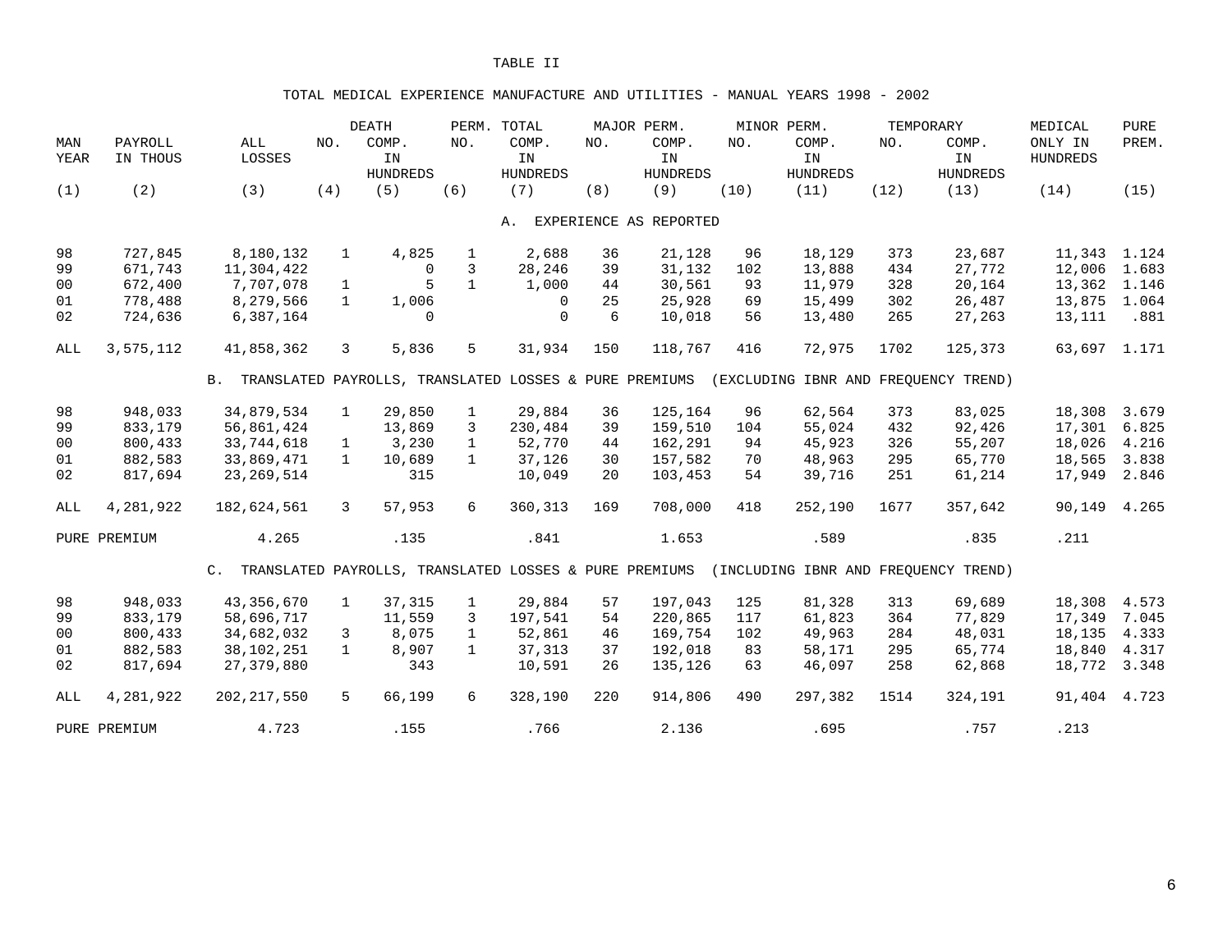TABLE II

TOTAL MEDICAL EXPERIENCE MANUFACTURE AND UTILITIES - MANUAL YEARS 1998 - 2002

| MAN YEAR | PAYROLL IN THOUS | ALL LOSSES | DEATH NO. | DEATH COMP. IN HUNDREDS | PERM. TOTAL NO. | PERM. TOTAL COMP. IN HUNDREDS | MAJOR PERM. NO. | MAJOR PERM. COMP. IN HUNDREDS | MINOR PERM. NO. | MINOR PERM. COMP. IN HUNDREDS | TEMPORARY NO. | TEMPORARY COMP. IN HUNDREDS | MEDICAL ONLY IN HUNDREDS | PURE PREM. |
|---|---|---|---|---|---|---|---|---|---|---|---|---|---|---|
| (1) | (2) | (3) | (4) | (5) | (6) | (7) | (8) | (9) | (10) | (11) | (12) | (13) | (14) | (15) |
| | | | | | | A. EXPERIENCE AS REPORTED | | | | | | | | |
| 98 | 727,845 | 8,180,132 | 1 | 4,825 | 1 | 2,688 | 36 | 21,128 | 96 | 18,129 | 373 | 23,687 | 11,343 | 1.124 |
| 99 | 671,743 | 11,304,422 | | 0 | 3 | 28,246 | 39 | 31,132 | 102 | 13,888 | 434 | 27,772 | 12,006 | 1.683 |
| 00 | 672,400 | 7,707,078 | 1 | 5 | 1 | 1,000 | 44 | 30,561 | 93 | 11,979 | 328 | 20,164 | 13,362 | 1.146 |
| 01 | 778,488 | 8,279,566 | 1 | 1,006 | | 0 | 25 | 25,928 | 69 | 15,499 | 302 | 26,487 | 13,875 | 1.064 |
| 02 | 724,636 | 6,387,164 | | 0 | | 0 | 6 | 10,018 | 56 | 13,480 | 265 | 27,263 | 13,111 | .881 |
| ALL | 3,575,112 | 41,858,362 | 3 | 5,836 | 5 | 31,934 | 150 | 118,767 | 416 | 72,975 | 1702 | 125,373 | 63,697 | 1.171 |
| | | B. TRANSLATED PAYROLLS, TRANSLATED LOSSES & PURE PREMIUMS (EXCLUDING IBNR AND FREQUENCY TREND) | | | | | | | | | | | | |
| 98 | 948,033 | 34,879,534 | 1 | 29,850 | 1 | 29,884 | 36 | 125,164 | 96 | 62,564 | 373 | 83,025 | 18,308 | 3.679 |
| 99 | 833,179 | 56,861,424 | | 13,869 | 3 | 230,484 | 39 | 159,510 | 104 | 55,024 | 432 | 92,426 | 17,301 | 6.825 |
| 00 | 800,433 | 33,744,618 | 1 | 3,230 | 1 | 52,770 | 44 | 162,291 | 94 | 45,923 | 326 | 55,207 | 18,026 | 4.216 |
| 01 | 882,583 | 33,869,471 | 1 | 10,689 | 1 | 37,126 | 30 | 157,582 | 70 | 48,963 | 295 | 65,770 | 18,565 | 3.838 |
| 02 | 817,694 | 23,269,514 | | 315 | | 10,049 | 20 | 103,453 | 54 | 39,716 | 251 | 61,214 | 17,949 | 2.846 |
| ALL | 4,281,922 | 182,624,561 | 3 | 57,953 | 6 | 360,313 | 169 | 708,000 | 418 | 252,190 | 1677 | 357,642 | 90,149 | 4.265 |
| PURE PREMIUM | | 4.265 | | .135 | | .841 | | 1.653 | | .589 | | .835 | .211 | |
| | | C. TRANSLATED PAYROLLS, TRANSLATED LOSSES & PURE PREMIUMS (INCLUDING IBNR AND FREQUENCY TREND) | | | | | | | | | | | | |
| 98 | 948,033 | 43,356,670 | 1 | 37,315 | 1 | 29,884 | 57 | 197,043 | 125 | 81,328 | 313 | 69,689 | 18,308 | 4.573 |
| 99 | 833,179 | 58,696,717 | | 11,559 | 3 | 197,541 | 54 | 220,865 | 117 | 61,823 | 364 | 77,829 | 17,349 | 7.045 |
| 00 | 800,433 | 34,682,032 | 3 | 8,075 | 1 | 52,861 | 46 | 169,754 | 102 | 49,963 | 284 | 48,031 | 18,135 | 4.333 |
| 01 | 882,583 | 38,102,251 | 1 | 8,907 | 1 | 37,313 | 37 | 192,018 | 83 | 58,171 | 295 | 65,774 | 18,840 | 4.317 |
| 02 | 817,694 | 27,379,880 | | 343 | | 10,591 | 26 | 135,126 | 63 | 46,097 | 258 | 62,868 | 18,772 | 3.348 |
| ALL | 4,281,922 | 202,217,550 | 5 | 66,199 | 6 | 328,190 | 220 | 914,806 | 490 | 297,382 | 1514 | 324,191 | 91,404 | 4.723 |
| PURE PREMIUM | | 4.723 | | .155 | | .766 | | 2.136 | | .695 | | .757 | .213 | |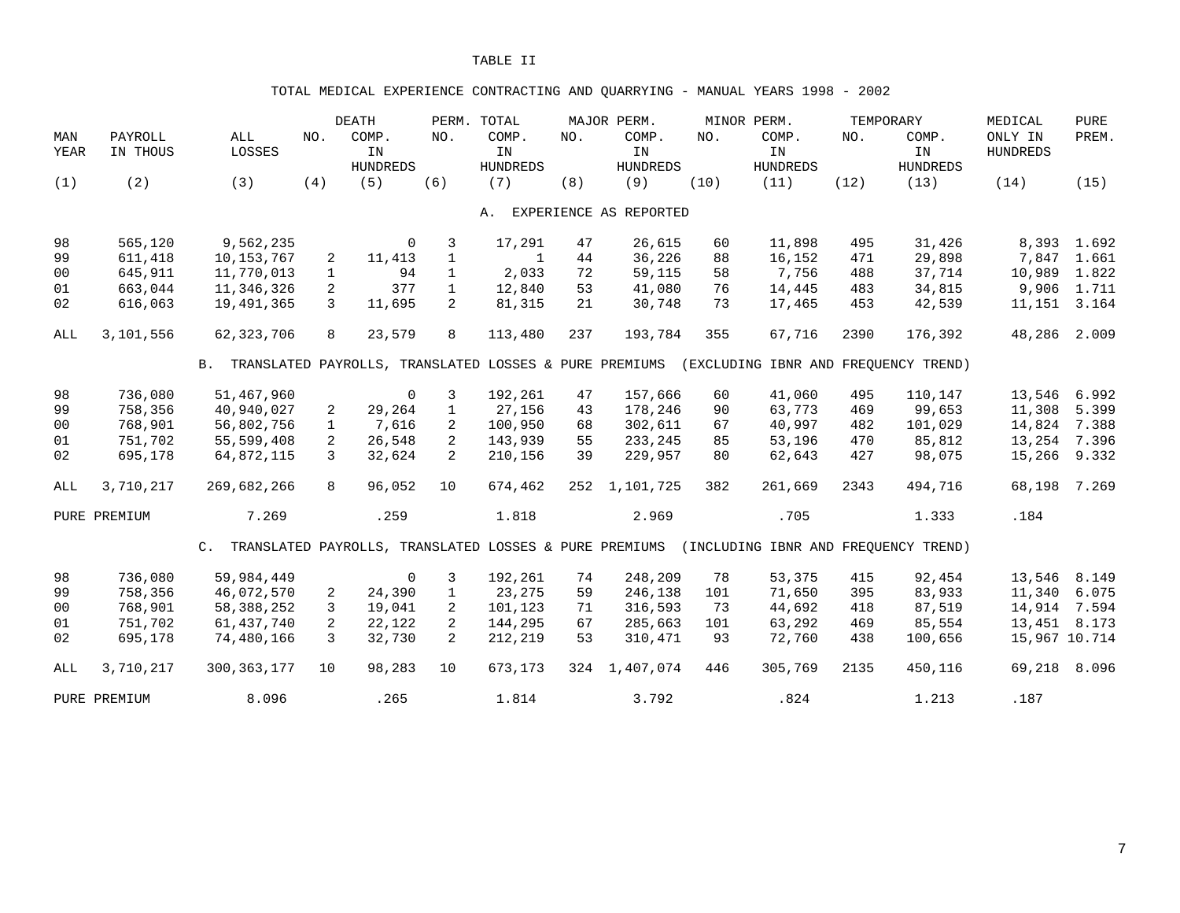TABLE II

TOTAL MEDICAL EXPERIENCE CONTRACTING AND QUARRYING - MANUAL YEARS 1998 - 2002

| MAN YEAR | PAYROLL IN THOUS | ALL LOSSES | NO. | DEATH COMP. IN HUNDREDS | NO. | PERM. TOTAL COMP. IN HUNDREDS | NO. | MAJOR PERM. COMP. IN HUNDREDS | NO. | MINOR PERM. COMP. IN HUNDREDS | NO. | TEMPORARY COMP. IN HUNDREDS | MEDICAL ONLY IN HUNDREDS | PURE PREM. |
|---|---|---|---|---|---|---|---|---|---|---|---|---|---|---|
| (1) | (2) | (3) | (4) | (5) | (6) | (7) | (8) | (9) | (10) | (11) | (12) | (13) | (14) | (15) |
| | | | | | | A. EXPERIENCE AS REPORTED | | | | | | | | |
| 98 | 565,120 | 9,562,235 | | 0 | 3 | 17,291 | 47 | 26,615 | 60 | 11,898 | 495 | 31,426 | 8,393 | 1.692 |
| 99 | 611,418 | 10,153,767 | 2 | 11,413 | 1 | 1 | 44 | 36,226 | 88 | 16,152 | 471 | 29,898 | 7,847 | 1.661 |
| 00 | 645,911 | 11,770,013 | 1 | 94 | 1 | 2,033 | 72 | 59,115 | 58 | 7,756 | 488 | 37,714 | 10,989 | 1.822 |
| 01 | 663,044 | 11,346,326 | 2 | 377 | 1 | 12,840 | 53 | 41,080 | 76 | 14,445 | 483 | 34,815 | 9,906 | 1.711 |
| 02 | 616,063 | 19,491,365 | 3 | 11,695 | 2 | 81,315 | 21 | 30,748 | 73 | 17,465 | 453 | 42,539 | 11,151 | 3.164 |
| ALL | 3,101,556 | 62,323,706 | 8 | 23,579 | 8 | 113,480 | 237 | 193,784 | 355 | 67,716 | 2390 | 176,392 | 48,286 | 2.009 |
| | | B. TRANSLATED PAYROLLS, TRANSLATED LOSSES & PURE PREMIUMS (EXCLUDING IBNR AND FREQUENCY TREND) | | | | | | | | | | | | |
| 98 | 736,080 | 51,467,960 | | 0 | 3 | 192,261 | 47 | 157,666 | 60 | 41,060 | 495 | 110,147 | 13,546 | 6.992 |
| 99 | 758,356 | 40,940,027 | 2 | 29,264 | 1 | 27,156 | 43 | 178,246 | 90 | 63,773 | 469 | 99,653 | 11,308 | 5.399 |
| 00 | 768,901 | 56,802,756 | 1 | 7,616 | 2 | 100,950 | 68 | 302,611 | 67 | 40,997 | 482 | 101,029 | 14,824 | 7.388 |
| 01 | 751,702 | 55,599,408 | 2 | 26,548 | 2 | 143,939 | 55 | 233,245 | 85 | 53,196 | 470 | 85,812 | 13,254 | 7.396 |
| 02 | 695,178 | 64,872,115 | 3 | 32,624 | 2 | 210,156 | 39 | 229,957 | 80 | 62,643 | 427 | 98,075 | 15,266 | 9.332 |
| ALL | 3,710,217 | 269,682,266 | 8 | 96,052 | 10 | 674,462 | 252 | 1,101,725 | 382 | 261,669 | 2343 | 494,716 | 68,198 | 7.269 |
| PURE PREMIUM | | 7.269 | | .259 | | 1.818 | | 2.969 | | .705 | | 1.333 | .184 | |
| | | C. TRANSLATED PAYROLLS, TRANSLATED LOSSES & PURE PREMIUMS (INCLUDING IBNR AND FREQUENCY TREND) | | | | | | | | | | | | |
| 98 | 736,080 | 59,984,449 | | 0 | 3 | 192,261 | 74 | 248,209 | 78 | 53,375 | 415 | 92,454 | 13,546 | 8.149 |
| 99 | 758,356 | 46,072,570 | 2 | 24,390 | 1 | 23,275 | 59 | 246,138 | 101 | 71,650 | 395 | 83,933 | 11,340 | 6.075 |
| 00 | 768,901 | 58,388,252 | 3 | 19,041 | 2 | 101,123 | 71 | 316,593 | 73 | 44,692 | 418 | 87,519 | 14,914 | 7.594 |
| 01 | 751,702 | 61,437,740 | 2 | 22,122 | 2 | 144,295 | 67 | 285,663 | 101 | 63,292 | 469 | 85,554 | 13,451 | 8.173 |
| 02 | 695,178 | 74,480,166 | 3 | 32,730 | 2 | 212,219 | 53 | 310,471 | 93 | 72,760 | 438 | 100,656 | 15,967 | 10.714 |
| ALL | 3,710,217 | 300,363,177 | 10 | 98,283 | 10 | 673,173 | 324 | 1,407,074 | 446 | 305,769 | 2135 | 450,116 | 69,218 | 8.096 |
| PURE PREMIUM | | 8.096 | | .265 | | 1.814 | | 3.792 | | .824 | | 1.213 | .187 | |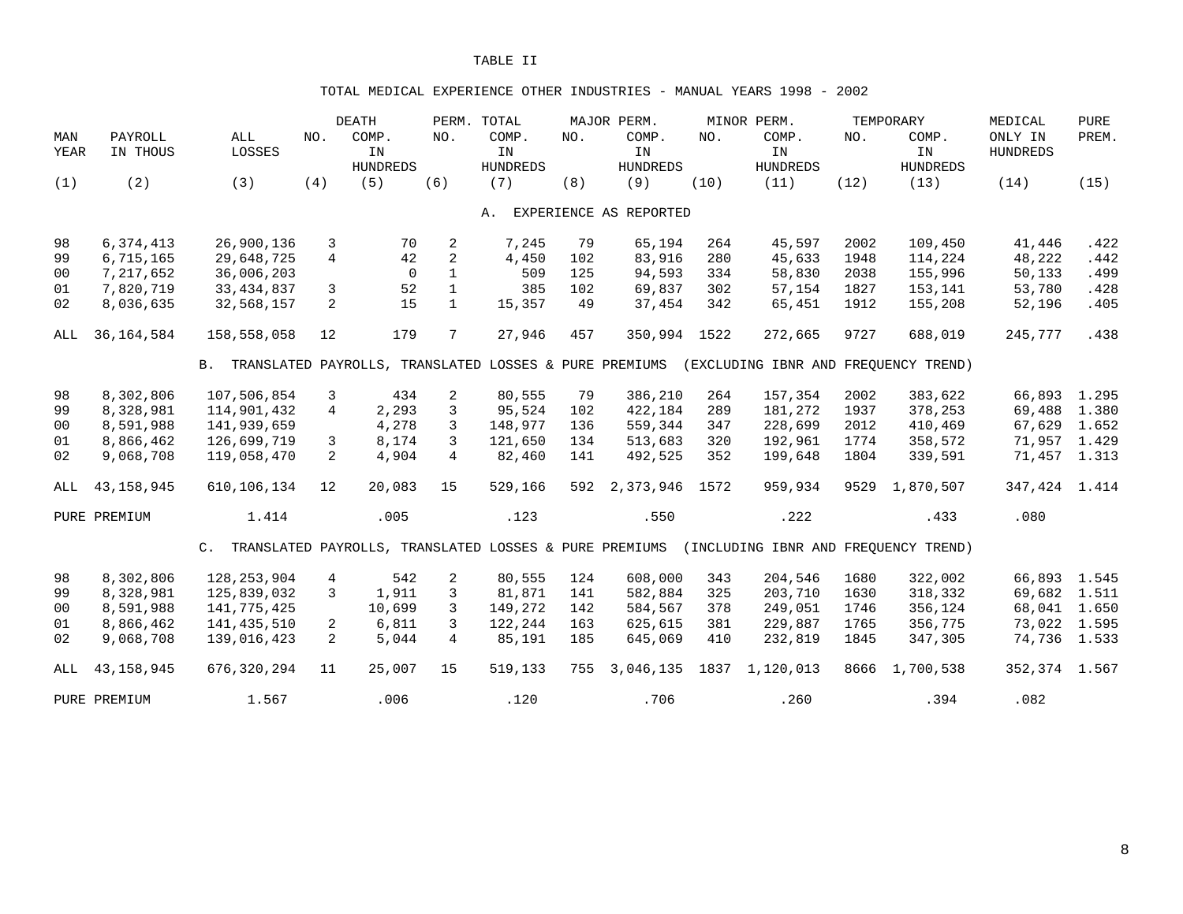TABLE II

TOTAL MEDICAL EXPERIENCE OTHER INDUSTRIES - MANUAL YEARS 1998 - 2002

| MAN YEAR | PAYROLL IN THOUS | ALL LOSSES | DEATH NO. | DEATH COMP. IN HUNDREDS | PERM. TOTAL NO. | PERM. TOTAL COMP. IN HUNDREDS | MAJOR PERM. NO. | MAJOR PERM. COMP. IN HUNDREDS | MINOR PERM. NO. | MINOR PERM. COMP. IN HUNDREDS | TEMPORARY NO. | TEMPORARY COMP. IN HUNDREDS | MEDICAL ONLY IN HUNDREDS | PURE PREM. |
|---|---|---|---|---|---|---|---|---|---|---|---|---|---|---|
| (1) | (2) | (3) | (4) | (5) | (6) | (7) | (8) | (9) | (10) | (11) | (12) | (13) | (14) | (15) |
| A. EXPERIENCE AS REPORTED | | | | | | | | | | | | | | |
| 98 | 6,374,413 | 26,900,136 | 3 | 70 | 2 | 7,245 | 79 | 65,194 | 264 | 45,597 | 2002 | 109,450 | 41,446 | .422 |
| 99 | 6,715,165 | 29,648,725 | 4 | 42 | 2 | 4,450 | 102 | 83,916 | 280 | 45,633 | 1948 | 114,224 | 48,222 | .442 |
| 00 | 7,217,652 | 36,006,203 | | 0 | 1 | 509 | 125 | 94,593 | 334 | 58,830 | 2038 | 155,996 | 50,133 | .499 |
| 01 | 7,820,719 | 33,434,837 | 3 | 52 | 1 | 385 | 102 | 69,837 | 302 | 57,154 | 1827 | 153,141 | 53,780 | .428 |
| 02 | 8,036,635 | 32,568,157 | 2 | 15 | 1 | 15,357 | 49 | 37,454 | 342 | 65,451 | 1912 | 155,208 | 52,196 | .405 |
| ALL | 36,164,584 | 158,558,058 | 12 | 179 | 7 | 27,946 | 457 | 350,994 | 1522 | 272,665 | 9727 | 688,019 | 245,777 | .438 |
| B. TRANSLATED PAYROLLS, TRANSLATED LOSSES & PURE PREMIUMS (EXCLUDING IBNR AND FREQUENCY TREND) | | | | | | | | | | | | | | |
| 98 | 8,302,806 | 107,506,854 | 3 | 434 | 2 | 80,555 | 79 | 386,210 | 264 | 157,354 | 2002 | 383,622 | 66,893 | 1.295 |
| 99 | 8,328,981 | 114,901,432 | 4 | 2,293 | 3 | 95,524 | 102 | 422,184 | 289 | 181,272 | 1937 | 378,253 | 69,488 | 1.380 |
| 00 | 8,591,988 | 141,939,659 | | 4,278 | 3 | 148,977 | 136 | 559,344 | 347 | 228,699 | 2012 | 410,469 | 67,629 | 1.652 |
| 01 | 8,866,462 | 126,699,719 | 3 | 8,174 | 3 | 121,650 | 134 | 513,683 | 320 | 192,961 | 1774 | 358,572 | 71,957 | 1.429 |
| 02 | 9,068,708 | 119,058,470 | 2 | 4,904 | 4 | 82,460 | 141 | 492,525 | 352 | 199,648 | 1804 | 339,591 | 71,457 | 1.313 |
| ALL | 43,158,945 | 610,106,134 | 12 | 20,083 | 15 | 529,166 | 592 | 2,373,946 | 1572 | 959,934 | 9529 | 1,870,507 | 347,424 | 1.414 |
| PURE PREMIUM | | 1.414 | | .005 | | .123 | | .550 | | .222 | | .433 | .080 | |
| C. TRANSLATED PAYROLLS, TRANSLATED LOSSES & PURE PREMIUMS (INCLUDING IBNR AND FREQUENCY TREND) | | | | | | | | | | | | | | |
| 98 | 8,302,806 | 128,253,904 | 4 | 542 | 2 | 80,555 | 124 | 608,000 | 343 | 204,546 | 1680 | 322,002 | 66,893 | 1.545 |
| 99 | 8,328,981 | 125,839,032 | 3 | 1,911 | 3 | 81,871 | 141 | 582,884 | 325 | 203,710 | 1630 | 318,332 | 69,682 | 1.511 |
| 00 | 8,591,988 | 141,775,425 | | 10,699 | 3 | 149,272 | 142 | 584,567 | 378 | 249,051 | 1746 | 356,124 | 68,041 | 1.650 |
| 01 | 8,866,462 | 141,435,510 | 2 | 6,811 | 3 | 122,244 | 163 | 625,615 | 381 | 229,887 | 1765 | 356,775 | 73,022 | 1.595 |
| 02 | 9,068,708 | 139,016,423 | 2 | 5,044 | 4 | 85,191 | 185 | 645,069 | 410 | 232,819 | 1845 | 347,305 | 74,736 | 1.533 |
| ALL | 43,158,945 | 676,320,294 | 11 | 25,007 | 15 | 519,133 | 755 | 3,046,135 | 1837 | 1,120,013 | 8666 | 1,700,538 | 352,374 | 1.567 |
| PURE PREMIUM | | 1.567 | | .006 | | .120 | | .706 | | .260 | | .394 | .082 | |